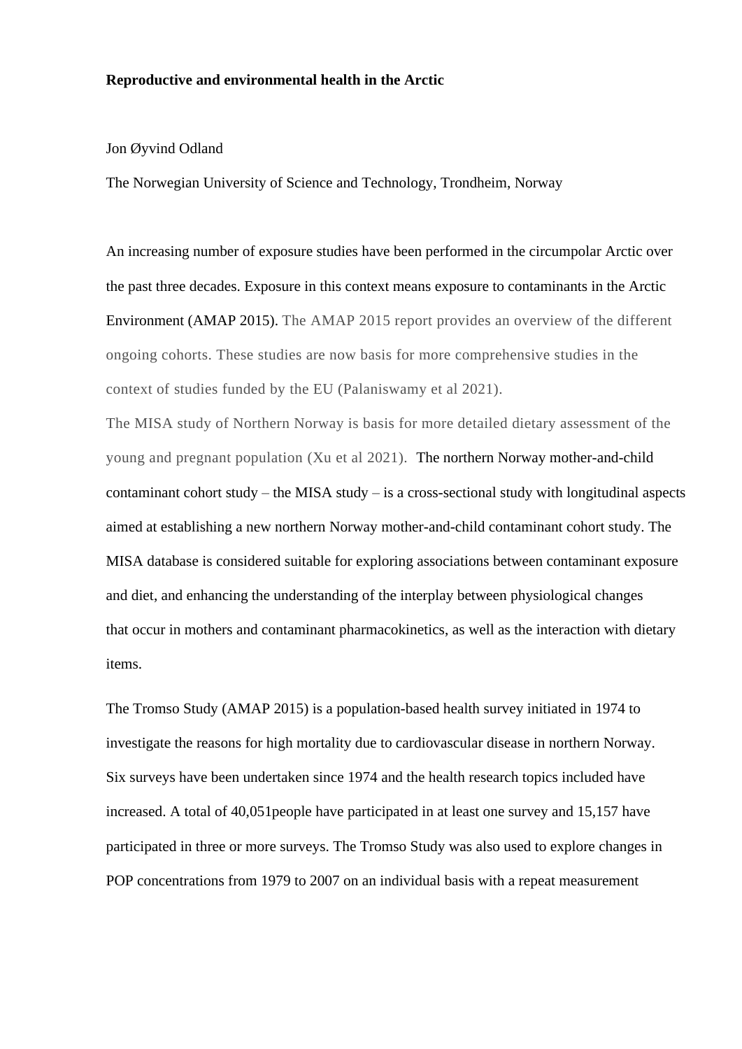**Reproductive and environmental health in the Arctic**

Jon Øyvind Odland

The Norwegian University of Science and Technology, Trondheim, Norway

An increasing number of exposure studies have been performed in the circumpolar Arctic over the past three decades. Exposure in this context means exposure to contaminants in the Arctic Environment (AMAP 2015). The AMAP 2015 report provides an overview of the different ongoing cohorts. These studies are now basis for more comprehensive studies in the context of studies funded by the EU (Palaniswamy et al 2021).

The MISA study of Northern Norway is basis for more detailed dietary assessment of the young and pregnant population (Xu et al 2021). The northern Norway mother-and-child contaminant cohort study – the MISA study – is a cross-sectional study with longitudinal aspects aimed at establishing a new northern Norway mother-and-child contaminant cohort study. The MISA database is considered suitable for exploring associations between contaminant exposure and diet, and enhancing the understanding of the interplay between physiological changes that occur in mothers and contaminant pharmacokinetics, as well as the interaction with dietary items.

The Tromso Study (AMAP 2015) is a population-based health survey initiated in 1974 to investigate the reasons for high mortality due to cardiovascular disease in northern Norway. Six surveys have been undertaken since 1974 and the health research topics included have increased. A total of 40,051people have participated in at least one survey and 15,157 have participated in three or more surveys. The Tromso Study was also used to explore changes in POP concentrations from 1979 to 2007 on an individual basis with a repeat measurement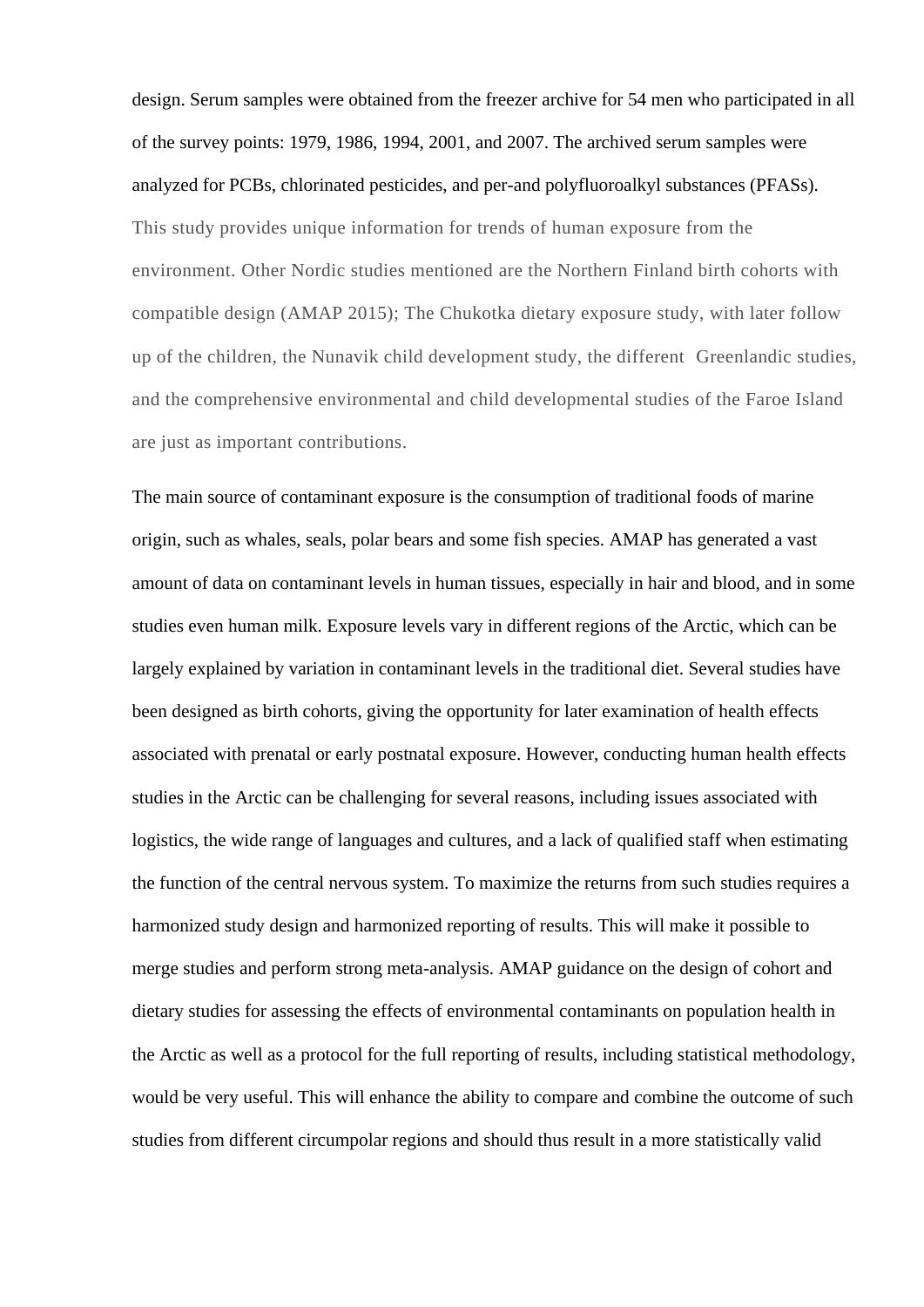design. Serum samples were obtained from the freezer archive for 54 men who participated in all of the survey points: 1979, 1986, 1994, 2001, and 2007. The archived serum samples were analyzed for PCBs, chlorinated pesticides, and per-and polyfluoroalkyl substances (PFASs). This study provides unique information for trends of human exposure from the environment. Other Nordic studies mentioned are the Northern Finland birth cohorts with compatible design (AMAP 2015); The Chukotka dietary exposure study, with later follow up of the children, the Nunavik child development study, the different Greenlandic studies, and the comprehensive environmental and child developmental studies of the Faroe Island are just as important contributions.

The main source of contaminant exposure is the consumption of traditional foods of marine origin, such as whales, seals, polar bears and some fish species. AMAP has generated a vast amount of data on contaminant levels in human tissues, especially in hair and blood, and in some studies even human milk. Exposure levels vary in different regions of the Arctic, which can be largely explained by variation in contaminant levels in the traditional diet. Several studies have been designed as birth cohorts, giving the opportunity for later examination of health effects associated with prenatal or early postnatal exposure. However, conducting human health effects studies in the Arctic can be challenging for several reasons, including issues associated with logistics, the wide range of languages and cultures, and a lack of qualified staff when estimating the function of the central nervous system. To maximize the returns from such studies requires a harmonized study design and harmonized reporting of results. This will make it possible to merge studies and perform strong meta-analysis. AMAP guidance on the design of cohort and dietary studies for assessing the effects of environmental contaminants on population health in the Arctic as well as a protocol for the full reporting of results, including statistical methodology, would be very useful. This will enhance the ability to compare and combine the outcome of such studies from different circumpolar regions and should thus result in a more statistically valid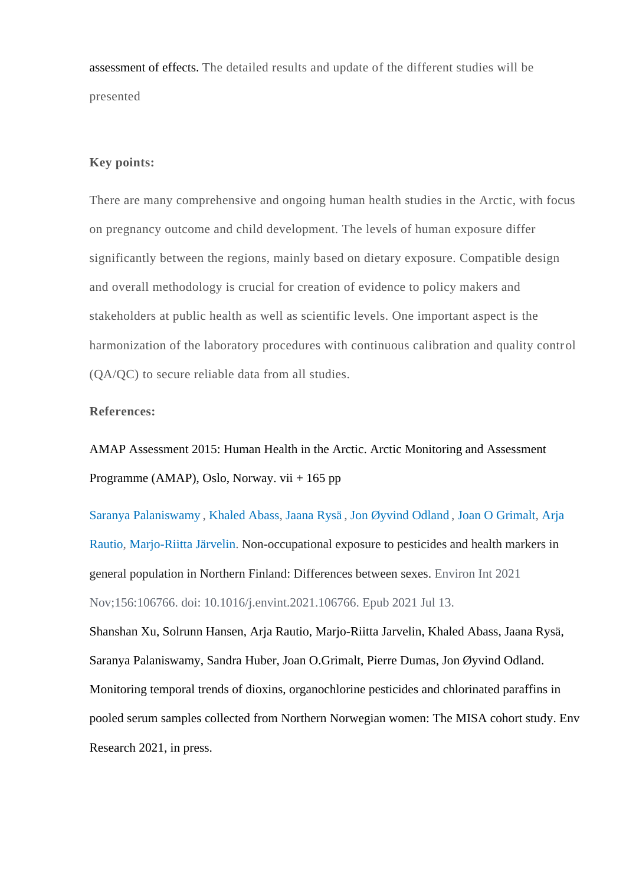assessment of effects. The detailed results and update of the different studies will be presented

**Key points:**

There are many comprehensive and ongoing human health studies in the Arctic, with focus on pregnancy outcome and child development. The levels of human exposure differ significantly between the regions, mainly based on dietary exposure. Compatible design and overall methodology is crucial for creation of evidence to policy makers and stakeholders at public health as well as scientific levels. One important aspect is the harmonization of the laboratory procedures with continuous calibration and quality control (QA/QC) to secure reliable data from all studies.

**References:**

AMAP Assessment 2015: Human Health in the Arctic. Arctic Monitoring and Assessment Programme (AMAP), Oslo, Norway. vii + 165 pp

Saranya Palaniswamy , Khaled Abass, Jaana Rysä , Jon Øyvind Odland , Joan O Grimalt, Arja Rautio, Marjo-Riitta Järvelin. Non-occupational exposure to pesticides and health markers in general population in Northern Finland: Differences between sexes. Environ Int 2021 Nov;156:106766. doi: 10.1016/j.envint.2021.106766. Epub 2021 Jul 13.

Shanshan Xu, Solrunn Hansen, Arja Rautio, Marjo-Riitta Jarvelin, Khaled Abass, Jaana Rysä, Saranya Palaniswamy, Sandra Huber, Joan O.Grimalt, Pierre Dumas, Jon Øyvind Odland. Monitoring temporal trends of dioxins, organochlorine pesticides and chlorinated paraffins in pooled serum samples collected from Northern Norwegian women: The MISA cohort study. Env Research 2021, in press.